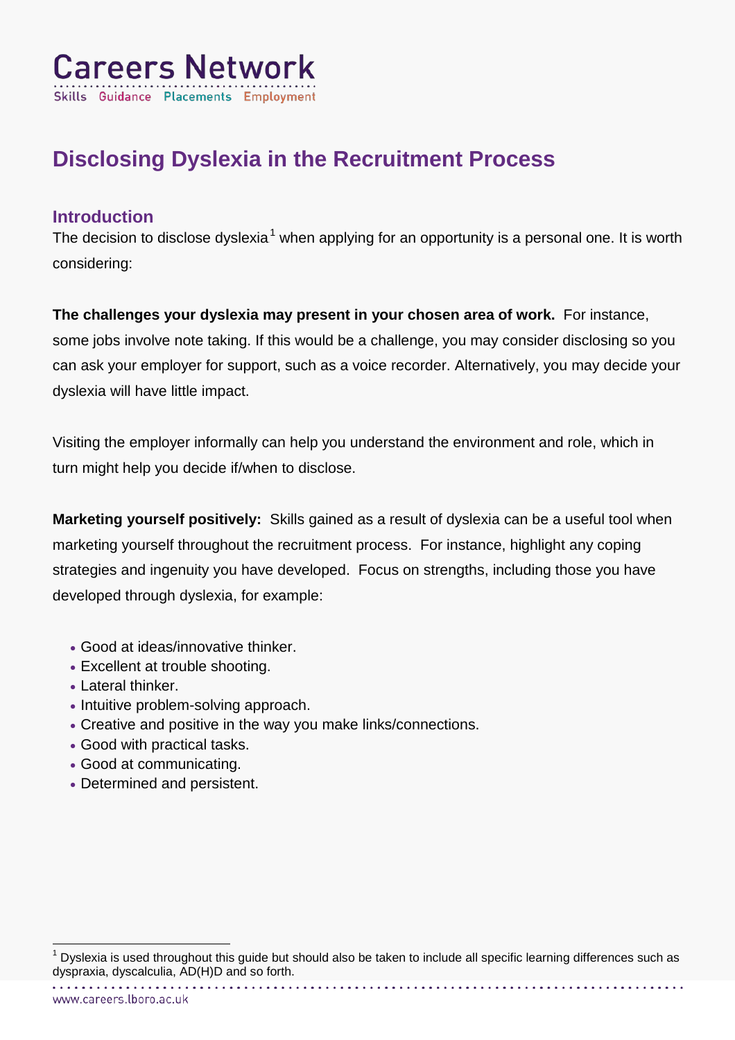Careers Network

Skills Guidance Placements Employment

# Disclosing Dyslexia in the Recruitment Process

## Introduction

The decision to disclose dyslexia[1] when applying for an opportunity is a personal one. It is worth considering:

**The challenges your dyslexia may present in your chosen area of work.** For instance, some jobs involve note taking. If this would be a challenge, you may consider disclosing so you can ask your employer for support, such as a voice recorder. Alternatively, you may decide your dyslexia will have little impact.

Visiting the employer informally can help you understand the environment and role, which in turn might help you decide if/when to disclose.

**Marketing yourself positively:** Skills gained as a result of dyslexia can be a useful tool when marketing yourself throughout the recruitment process. For instance, highlight any coping strategies and ingenuity you have developed. Focus on strengths, including those you have developed through dyslexia, for example:

- Good at ideas/innovative thinker.
- Excellent at trouble shooting.
- Lateral thinker.
- Intuitive problem-solving approach.
- Creative and positive in the way you make links/connections.
- Good with practical tasks.
- Good at communicating.
- Determined and persistent.

[1] Dyslexia is used throughout this guide but should also be taken to include all specific learning differences such as dyspraxia, dyscalculia, AD(H)D and so forth.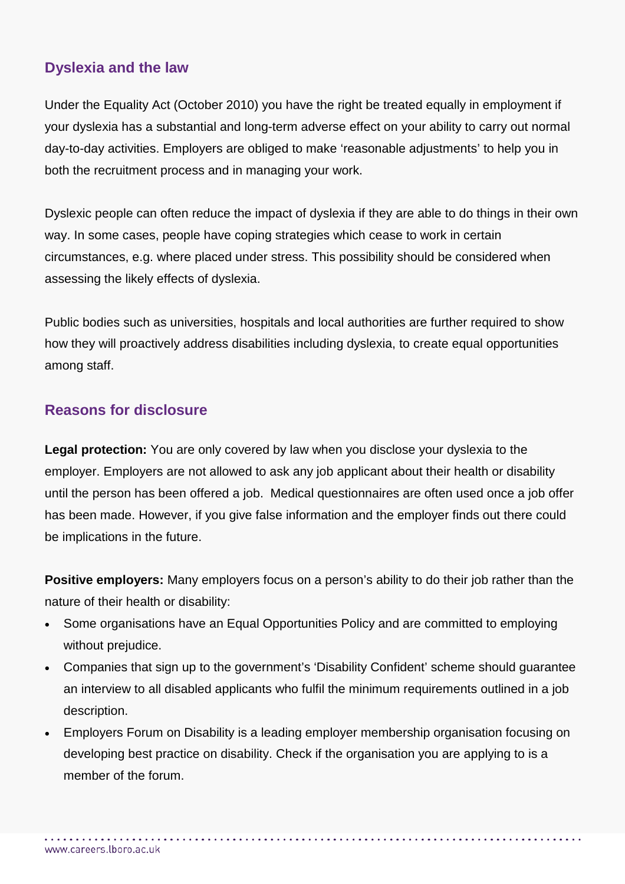## Dyslexia and the law

Under the Equality Act (October 2010) you have the right be treated equally in employment if your dyslexia has a substantial and long-term adverse effect on your ability to carry out normal day-to-day activities. Employers are obliged to make 'reasonable adjustments' to help you in both the recruitment process and in managing your work.

Dyslexic people can often reduce the impact of dyslexia if they are able to do things in their own way. In some cases, people have coping strategies which cease to work in certain circumstances, e.g. where placed under stress. This possibility should be considered when assessing the likely effects of dyslexia.

Public bodies such as universities, hospitals and local authorities are further required to show how they will proactively address disabilities including dyslexia, to create equal opportunities among staff.

## Reasons for disclosure

**Legal protection:** You are only covered by law when you disclose your dyslexia to the employer. Employers are not allowed to ask any job applicant about their health or disability until the person has been offered a job. Medical questionnaires are often used once a job offer has been made. However, if you give false information and the employer finds out there could be implications in the future.

**Positive employers:** Many employers focus on a person's ability to do their job rather than the nature of their health or disability:

- Some organisations have an Equal Opportunities Policy and are committed to employing without prejudice.
- Companies that sign up to the government's 'Disability Confident' scheme should guarantee an interview to all disabled applicants who fulfil the minimum requirements outlined in a job description.
- Employers Forum on Disability is a leading employer membership organisation focusing on developing best practice on disability. Check if the organisation you are applying to is a member of the forum.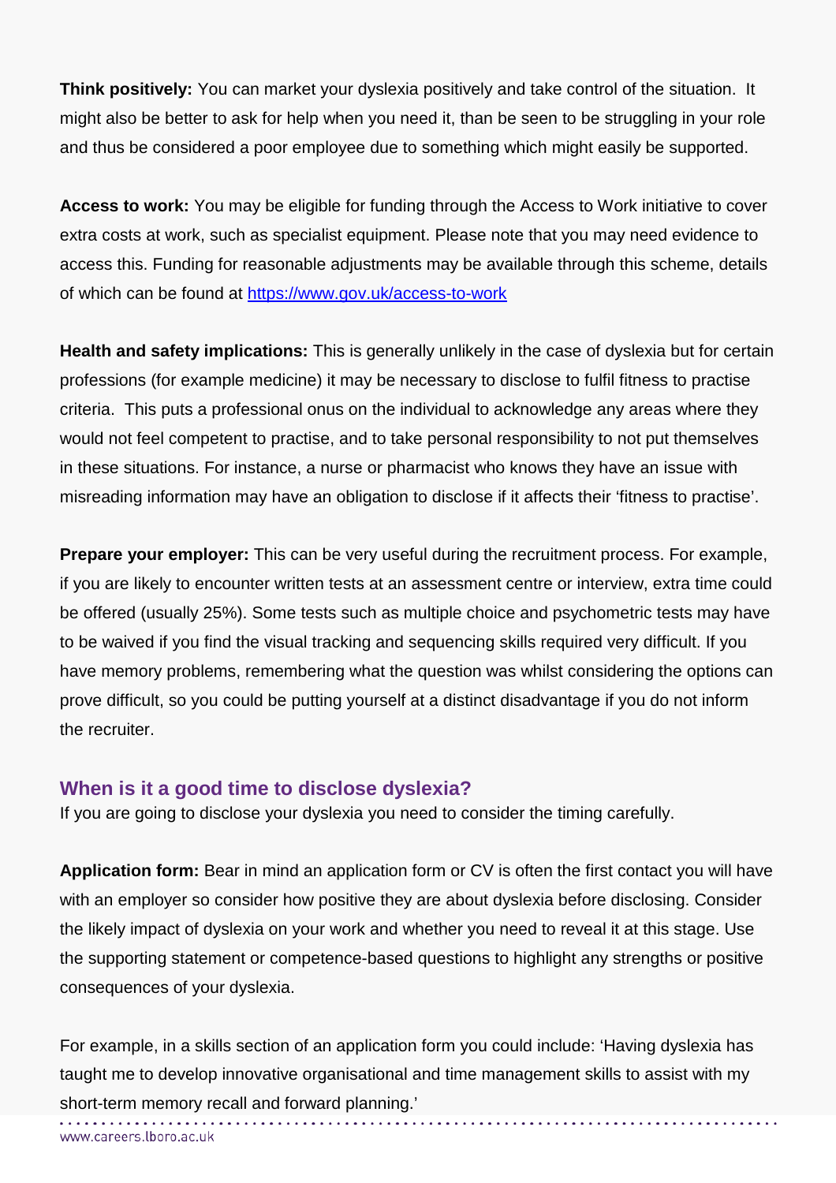**Think positively:** You can market your dyslexia positively and take control of the situation. It might also be better to ask for help when you need it, than be seen to be struggling in your role and thus be considered a poor employee due to something which might easily be supported.

**Access to work:** You may be eligible for funding through the Access to Work initiative to cover extra costs at work, such as specialist equipment. Please note that you may need evidence to access this. Funding for reasonable adjustments may be available through this scheme, details of which can be found at [https://www.gov.uk/access-to-work](https://www.gov.uk/access-to-work)

**Health and safety implications:** This is generally unlikely in the case of dyslexia but for certain professions (for example medicine) it may be necessary to disclose to fulfil fitness to practise criteria. This puts a professional onus on the individual to acknowledge any areas where they would not feel competent to practise, and to take personal responsibility to not put themselves in these situations. For instance, a nurse or pharmacist who knows they have an issue with misreading information may have an obligation to disclose if it affects their 'fitness to practise'.

**Prepare your employer:** This can be very useful during the recruitment process. For example, if you are likely to encounter written tests at an assessment centre or interview, extra time could be offered (usually 25%). Some tests such as multiple choice and psychometric tests may have to be waived if you find the visual tracking and sequencing skills required very difficult. If you have memory problems, remembering what the question was whilst considering the options can prove difficult, so you could be putting yourself at a distinct disadvantage if you do not inform the recruiter.

## When is it a good time to disclose dyslexia?

If you are going to disclose your dyslexia you need to consider the timing carefully.

**Application form:** Bear in mind an application form or CV is often the first contact you will have with an employer so consider how positive they are about dyslexia before disclosing. Consider the likely impact of dyslexia on your work and whether you need to reveal it at this stage. Use the supporting statement or competence-based questions to highlight any strengths or positive consequences of your dyslexia.

For example, in a skills section of an application form you could include: 'Having dyslexia has taught me to develop innovative organisational and time management skills to assist with my short-term memory recall and forward planning.'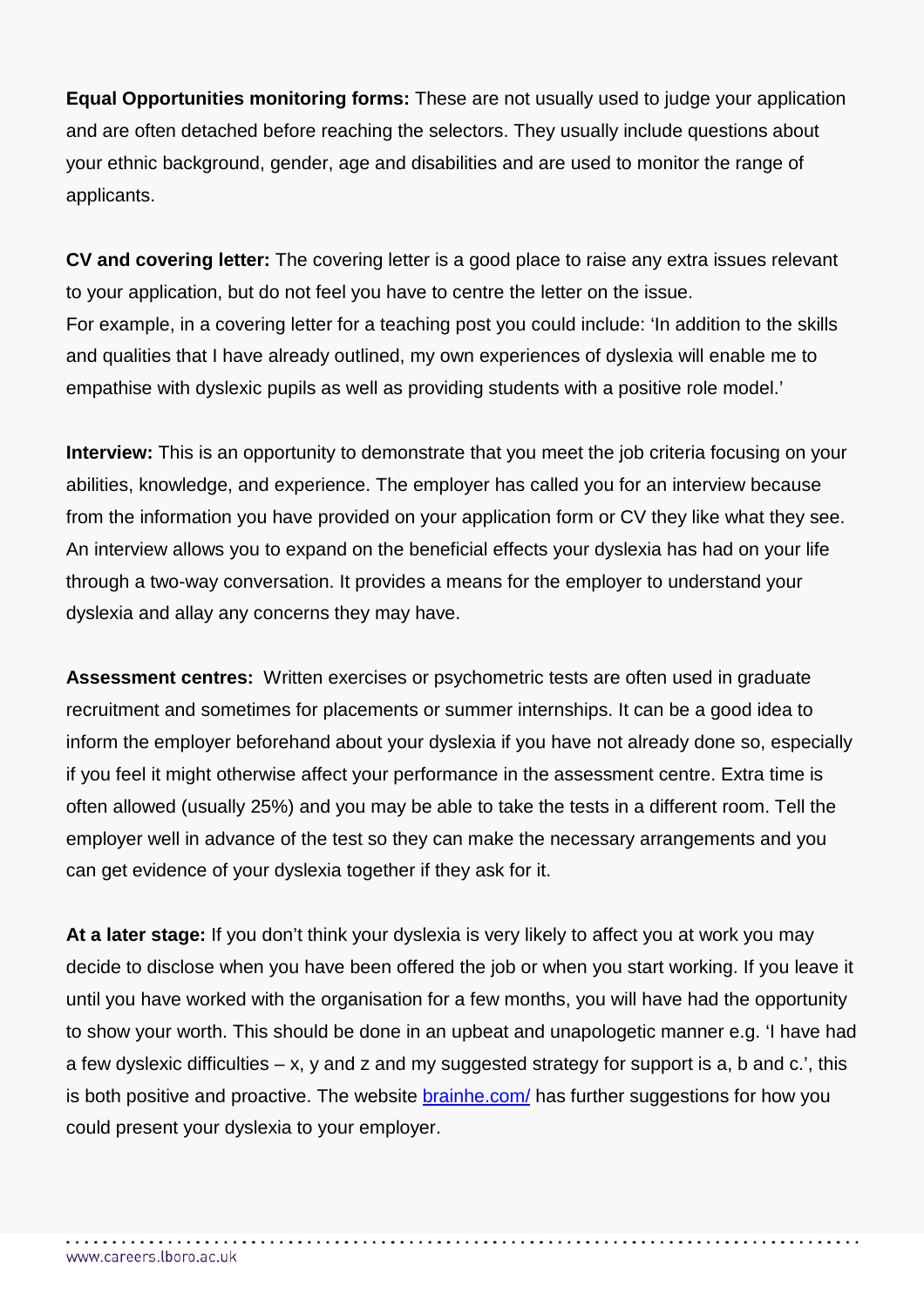**Equal Opportunities monitoring forms:** These are not usually used to judge your application and are often detached before reaching the selectors. They usually include questions about your ethnic background, gender, age and disabilities and are used to monitor the range of applicants.

**CV and covering letter:** The covering letter is a good place to raise any extra issues relevant to your application, but do not feel you have to centre the letter on the issue.
For example, in a covering letter for a teaching post you could include: 'In addition to the skills and qualities that I have already outlined, my own experiences of dyslexia will enable me to empathise with dyslexic pupils as well as providing students with a positive role model.'

**Interview:** This is an opportunity to demonstrate that you meet the job criteria focusing on your abilities, knowledge, and experience. The employer has called you for an interview because from the information you have provided on your application form or CV they like what they see. An interview allows you to expand on the beneficial effects your dyslexia has had on your life through a two-way conversation. It provides a means for the employer to understand your dyslexia and allay any concerns they may have.

**Assessment centres:** Written exercises or psychometric tests are often used in graduate recruitment and sometimes for placements or summer internships. It can be a good idea to inform the employer beforehand about your dyslexia if you have not already done so, especially if you feel it might otherwise affect your performance in the assessment centre. Extra time is often allowed (usually 25%) and you may be able to take the tests in a different room. Tell the employer well in advance of the test so they can make the necessary arrangements and you can get evidence of your dyslexia together if they ask for it.

**At a later stage:** If you don't think your dyslexia is very likely to affect you at work you may decide to disclose when you have been offered the job or when you start working. If you leave it until you have worked with the organisation for a few months, you will have had the opportunity to show your worth. This should be done in an upbeat and unapologetic manner e.g. 'I have had a few dyslexic difficulties – x, y and z and my suggested strategy for support is a, b and c.', this is both positive and proactive. The website [brainhe.com/](brainhe.com/) has further suggestions for how you could present your dyslexia to your employer.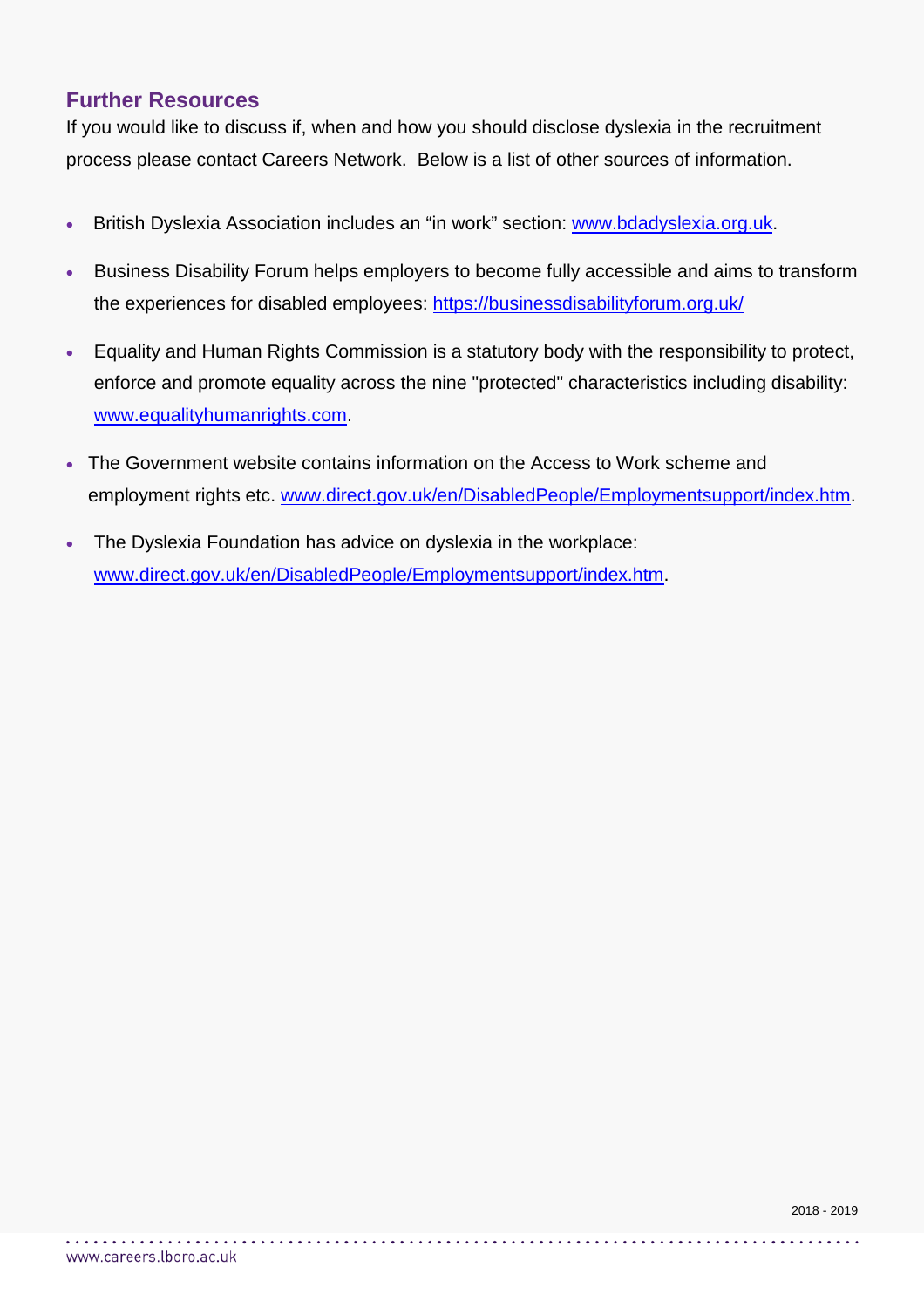## Further Resources

If you would like to discuss if, when and how you should disclose dyslexia in the recruitment process please contact Careers Network. Below is a list of other sources of information.

- British Dyslexia Association includes an “in work” section: www.bdadyslexia.org.uk.
- Business Disability Forum helps employers to become fully accessible and aims to transform the experiences for disabled employees: https://businessdisabilityforum.org.uk/
- Equality and Human Rights Commission is a statutory body with the responsibility to protect, enforce and promote equality across the nine "protected" characteristics including disability: www.equalityhumanrights.com.
- The Government website contains information on the Access to Work scheme and employment rights etc. www.direct.gov.uk/en/DisabledPeople/Employmentsupport/index.htm.
- The Dyslexia Foundation has advice on dyslexia in the workplace: www.direct.gov.uk/en/DisabledPeople/Employmentsupport/index.htm.

2018 - 2019